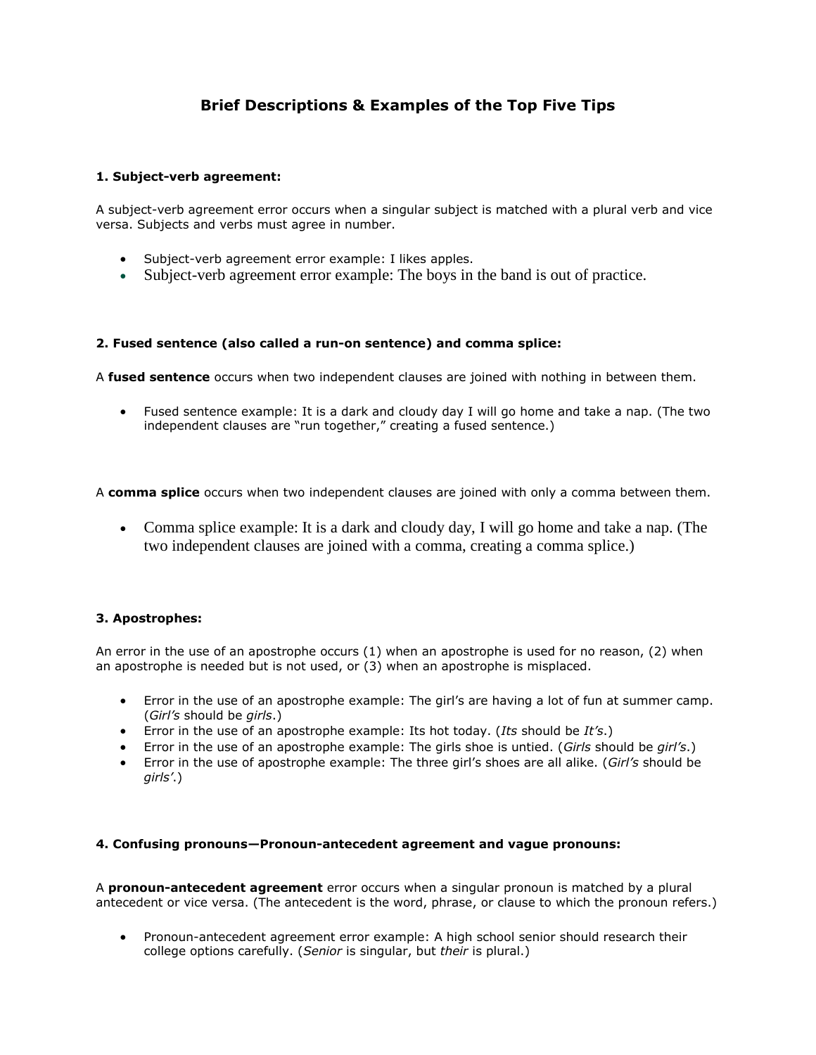# Brief Descriptions & Examples of the Top Five Tips

**1. Subject-verb agreement:**

A subject-verb agreement error occurs when a singular subject is matched with a plural verb and vice versa. Subjects and verbs must agree in number.

- Subject-verb agreement error example: I likes apples.
- Subject-verb agreement error example: The boys in the band is out of practice.

**2. Fused sentence (also called a run-on sentence) and comma splice:**

A **fused sentence** occurs when two independent clauses are joined with nothing in between them.

- Fused sentence example: It is a dark and cloudy day I will go home and take a nap. (The two independent clauses are "run together," creating a fused sentence.)

A **comma splice** occurs when two independent clauses are joined with only a comma between them.

- Comma splice example: It is a dark and cloudy day, I will go home and take a nap. (The two independent clauses are joined with a comma, creating a comma splice.)

**3. Apostrophes:**

An error in the use of an apostrophe occurs (1) when an apostrophe is used for no reason, (2) when an apostrophe is needed but is not used, or (3) when an apostrophe is misplaced.

- Error in the use of an apostrophe example: The girl's are having a lot of fun at summer camp. (*Girl's* should be *girls*.)
- Error in the use of an apostrophe example: Its hot today. (*Its* should be *It's*.)
- Error in the use of an apostrophe example: The girls shoe is untied. (*Girls* should be *girl's*.)
- Error in the use of apostrophe example: The three girl's shoes are all alike. (*Girl's* should be *girls'*.)

**4. Confusing pronouns—Pronoun-antecedent agreement and vague pronouns:**

A **pronoun-antecedent agreement** error occurs when a singular pronoun is matched by a plural antecedent or vice versa. (The antecedent is the word, phrase, or clause to which the pronoun refers.)

- Pronoun-antecedent agreement error example: A high school senior should research their college options carefully. (*Senior* is singular, but *their* is plural.)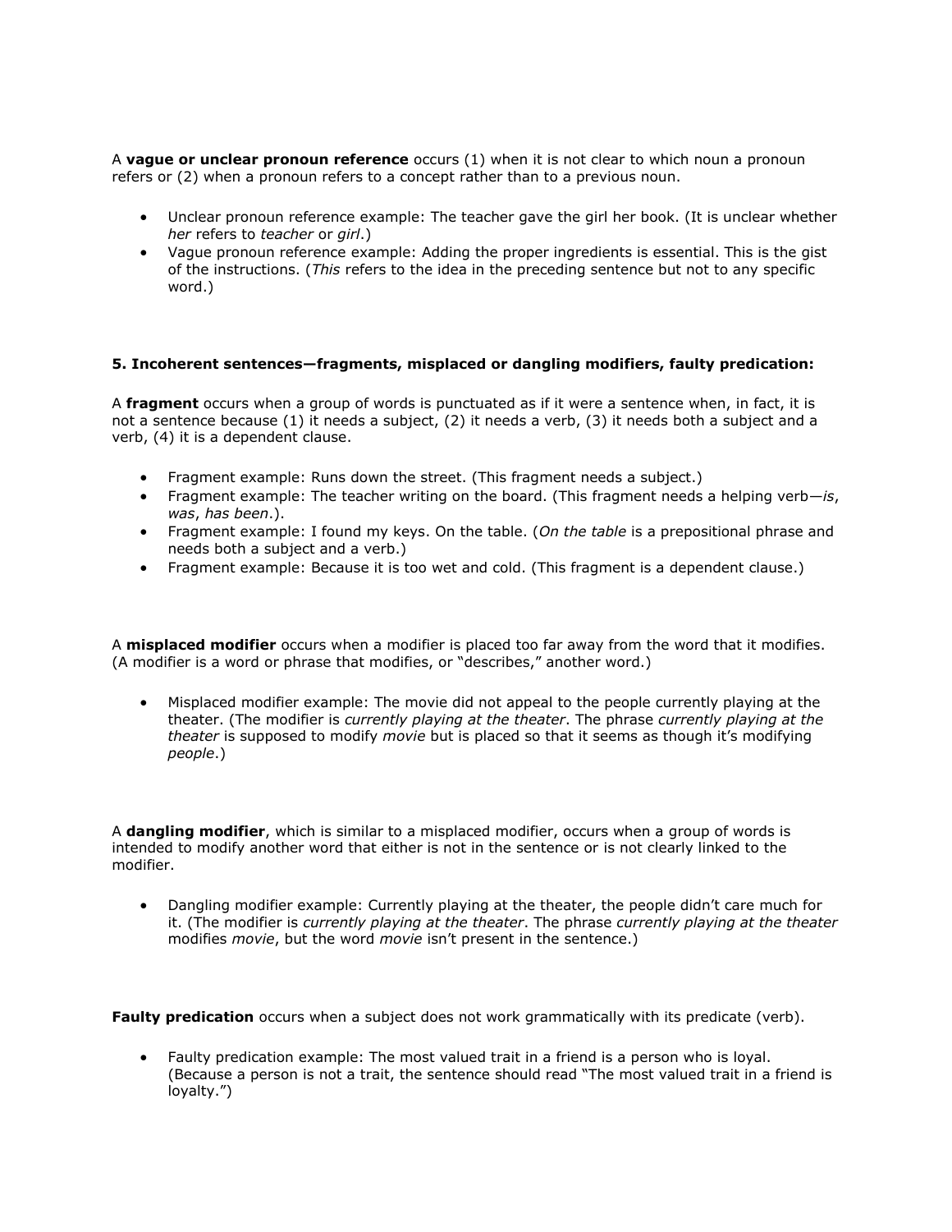A **vague or unclear pronoun reference** occurs (1) when it is not clear to which noun a pronoun refers or (2) when a pronoun refers to a concept rather than to a previous noun.

- Unclear pronoun reference example: The teacher gave the girl her book. (It is unclear whether *her* refers to *teacher* or *girl*.)
- Vague pronoun reference example: Adding the proper ingredients is essential. This is the gist of the instructions. (*This* refers to the idea in the preceding sentence but not to any specific word.)

**5. Incoherent sentences—fragments, misplaced or dangling modifiers, faulty predication:**

A **fragment** occurs when a group of words is punctuated as if it were a sentence when, in fact, it is not a sentence because (1) it needs a subject, (2) it needs a verb, (3) it needs both a subject and a verb, (4) it is a dependent clause.

- Fragment example: Runs down the street. (This fragment needs a subject.)
- Fragment example: The teacher writing on the board. (This fragment needs a helping verb—*is*, *was*, *has been*.).
- Fragment example: I found my keys. On the table. (*On the table* is a prepositional phrase and needs both a subject and a verb.)
- Fragment example: Because it is too wet and cold. (This fragment is a dependent clause.)

A **misplaced modifier** occurs when a modifier is placed too far away from the word that it modifies. (A modifier is a word or phrase that modifies, or "describes," another word.)

- Misplaced modifier example: The movie did not appeal to the people currently playing at the theater. (The modifier is *currently playing at the theater*. The phrase *currently playing at the theater* is supposed to modify *movie* but is placed so that it seems as though it's modifying *people*.)

A **dangling modifier**, which is similar to a misplaced modifier, occurs when a group of words is intended to modify another word that either is not in the sentence or is not clearly linked to the modifier.

- Dangling modifier example: Currently playing at the theater, the people didn't care much for it. (The modifier is *currently playing at the theater*. The phrase *currently playing at the theater* modifies *movie*, but the word *movie* isn't present in the sentence.)

**Faulty predication** occurs when a subject does not work grammatically with its predicate (verb).

- Faulty predication example: The most valued trait in a friend is a person who is loyal. (Because a person is not a trait, the sentence should read "The most valued trait in a friend is loyalty.")